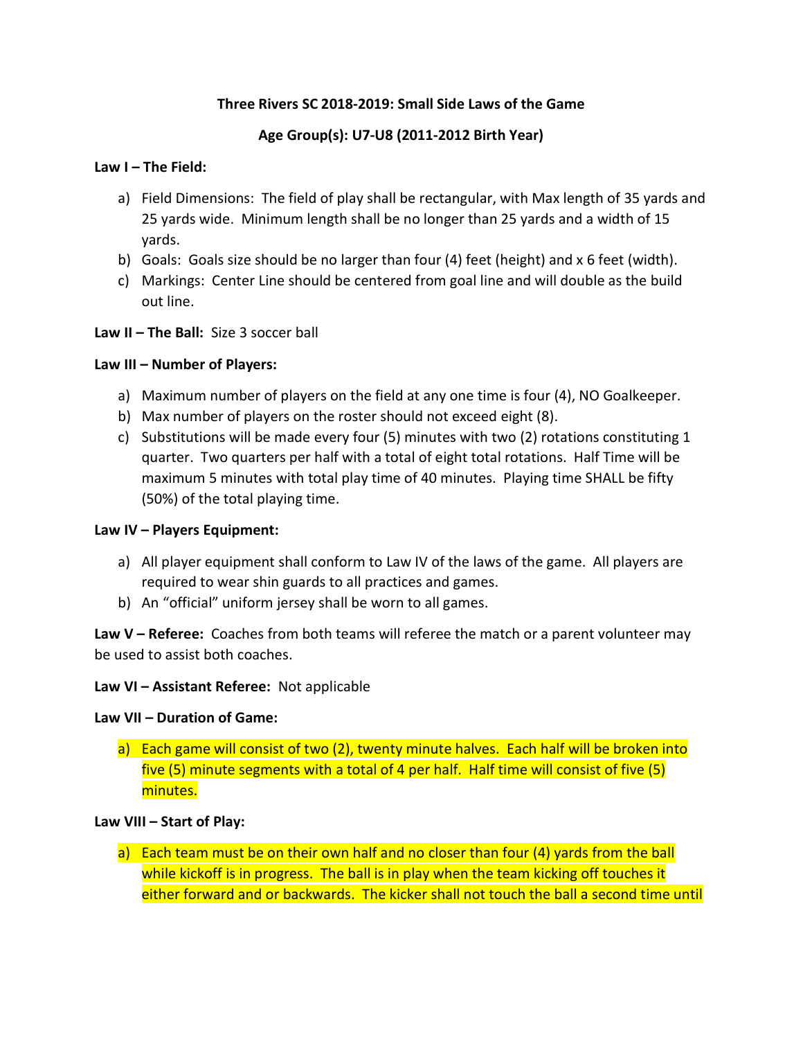**Three Rivers SC 2018-2019: Small Side Laws of the Game**

**Age Group(s): U7-U8 (2011-2012 Birth Year)**

**Law I – The Field:**

a) Field Dimensions: The field of play shall be rectangular, with Max length of 35 yards and 25 yards wide. Minimum length shall be no longer than 25 yards and a width of 15 yards.
b) Goals: Goals size should be no larger than four (4) feet (height) and x 6 feet (width).
c) Markings: Center Line should be centered from goal line and will double as the build out line.

**Law II – The Ball:** Size 3 soccer ball

**Law III – Number of Players:**

a) Maximum number of players on the field at any one time is four (4), NO Goalkeeper.
b) Max number of players on the roster should not exceed eight (8).
c) Substitutions will be made every four (5) minutes with two (2) rotations constituting 1 quarter. Two quarters per half with a total of eight total rotations. Half Time will be maximum 5 minutes with total play time of 40 minutes. Playing time SHALL be fifty (50%) of the total playing time.

**Law IV – Players Equipment:**

a) All player equipment shall conform to Law IV of the laws of the game. All players are required to wear shin guards to all practices and games.
b) An "official" uniform jersey shall be worn to all games.

**Law V – Referee:** Coaches from both teams will referee the match or a parent volunteer may be used to assist both coaches.

**Law VI – Assistant Referee:** Not applicable

**Law VII – Duration of Game:**

a) Each game will consist of two (2), twenty minute halves. Each half will be broken into five (5) minute segments with a total of 4 per half. Half time will consist of five (5) minutes.

**Law VIII – Start of Play:**

a) Each team must be on their own half and no closer than four (4) yards from the ball while kickoff is in progress. The ball is in play when the team kicking off touches it either forward and or backwards. The kicker shall not touch the ball a second time until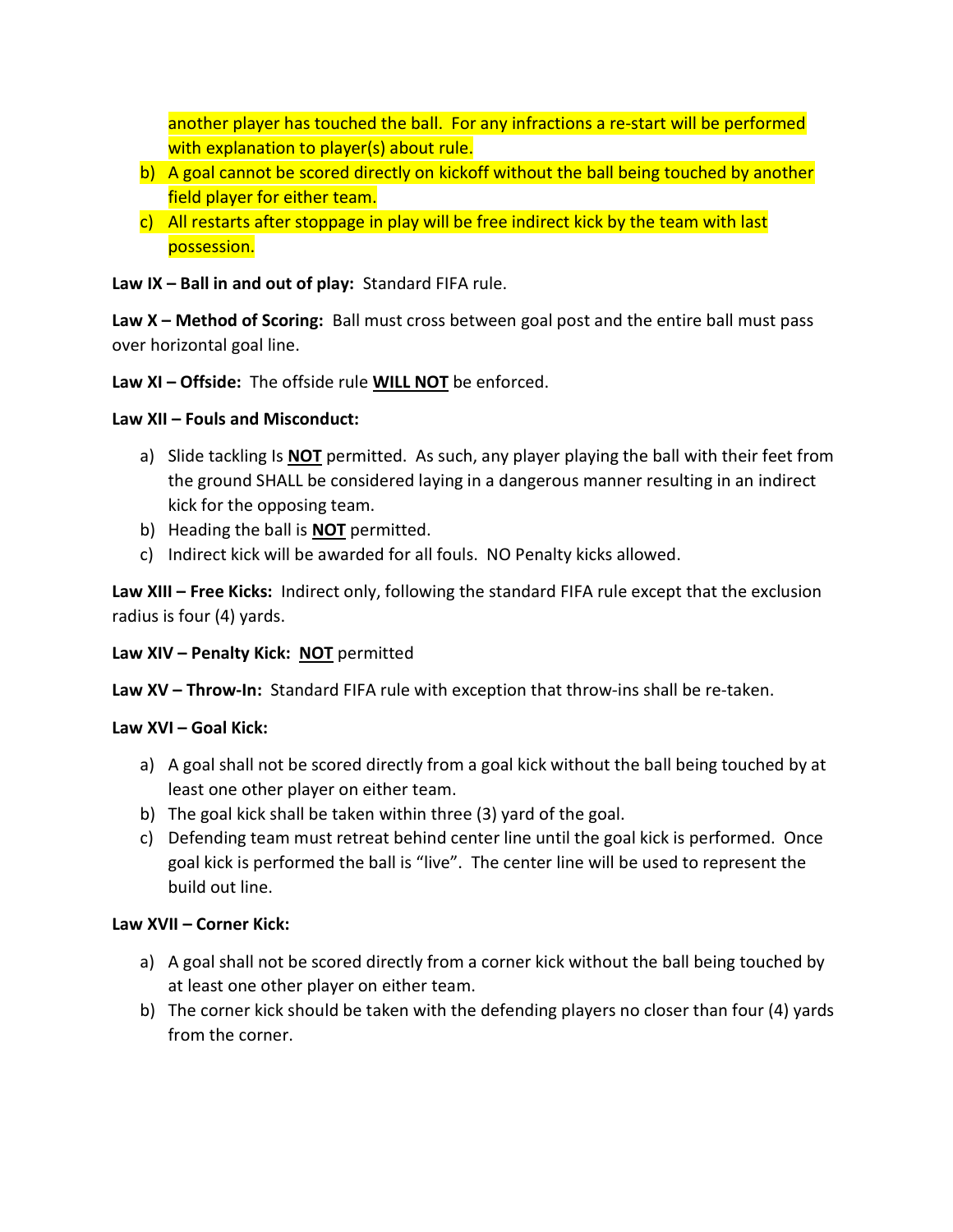another player has touched the ball. For any infractions a re-start will be performed with explanation to player(s) about rule.

b) A goal cannot be scored directly on kickoff without the ball being touched by another field player for either team.
c) All restarts after stoppage in play will be free indirect kick by the team with last possession.

**Law IX – Ball in and out of play:** Standard FIFA rule.

**Law X – Method of Scoring:** Ball must cross between goal post and the entire ball must pass over horizontal goal line.

**Law XI – Offside:** The offside rule **WILL NOT** be enforced.

**Law XII – Fouls and Misconduct:**

a) Slide tackling Is **NOT** permitted. As such, any player playing the ball with their feet from the ground SHALL be considered laying in a dangerous manner resulting in an indirect kick for the opposing team.
b) Heading the ball is **NOT** permitted.
c) Indirect kick will be awarded for all fouls. NO Penalty kicks allowed.

**Law XIII – Free Kicks:** Indirect only, following the standard FIFA rule except that the exclusion radius is four (4) yards.

**Law XIV – Penalty Kick:** **NOT** permitted

**Law XV – Throw-In:** Standard FIFA rule with exception that throw-ins shall be re-taken.

**Law XVI – Goal Kick:**

a) A goal shall not be scored directly from a goal kick without the ball being touched by at least one other player on either team.
b) The goal kick shall be taken within three (3) yard of the goal.
c) Defending team must retreat behind center line until the goal kick is performed. Once goal kick is performed the ball is "live". The center line will be used to represent the build out line.

**Law XVII – Corner Kick:**

a) A goal shall not be scored directly from a corner kick without the ball being touched by at least one other player on either team.
b) The corner kick should be taken with the defending players no closer than four (4) yards from the corner.